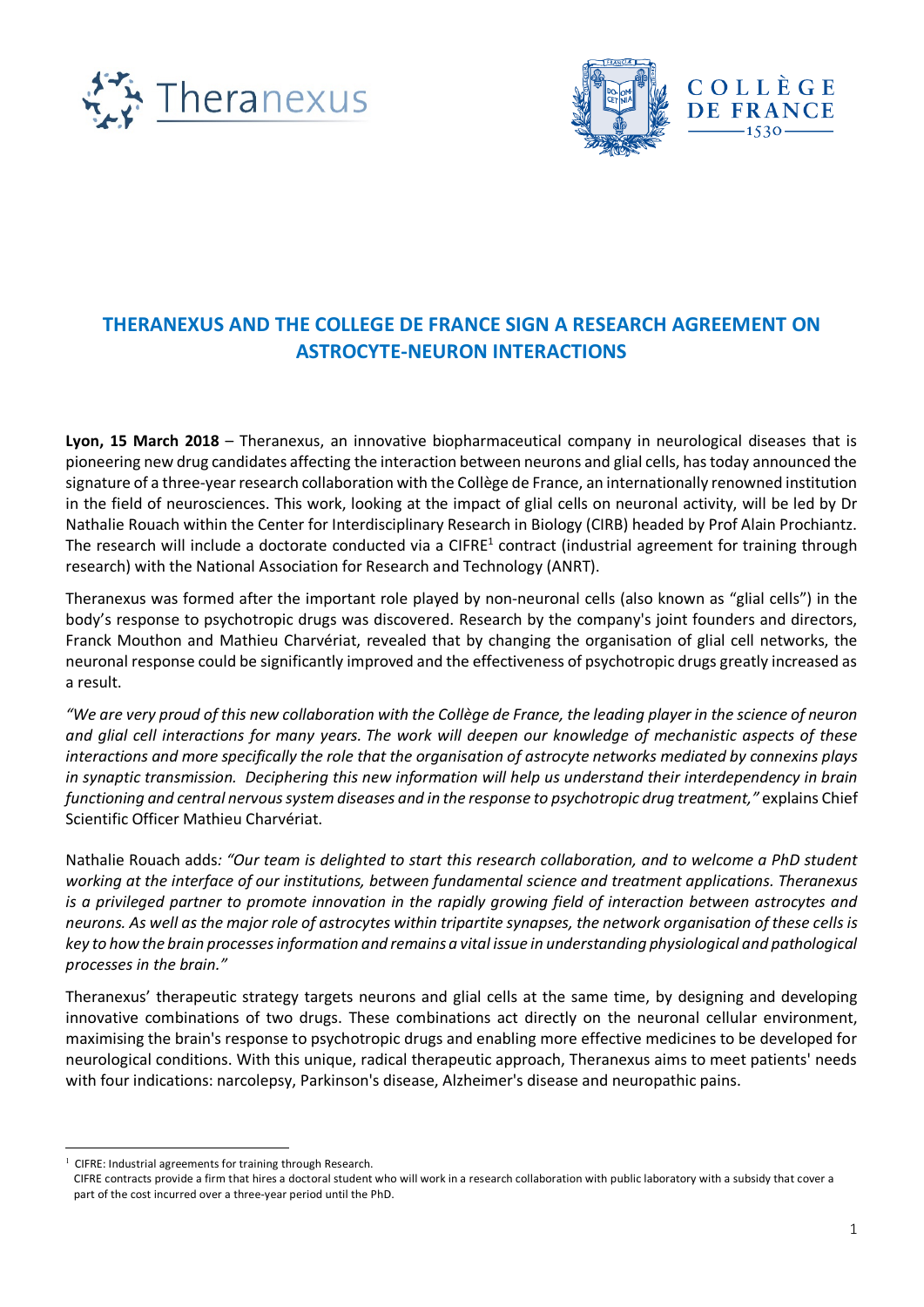# THERANEXUS AND THE COLLEGE DE FRANCE SIGN A RESEARCH AGREEMENT ON ASTROCYTE-NEURON INTERACTIONS

**Lyon, 15 March 2018** – Theranexus, an innovative biopharmaceutical company in neurological diseases that is pioneering new drug candidates affecting the interaction between neurons and glial cells, has today announced the signature of a three-year research collaboration with the Collège de France, an internationally renowned institution in the field of neurosciences. This work, looking at the impact of glial cells on neuronal activity, will be led by Dr Nathalie Rouach within the Center for Interdisciplinary Research in Biology (CIRB) headed by Prof Alain Prochiantz. The research will include a doctorate conducted via a CIFRE[1] contract (industrial agreement for training through research) with the National Association for Research and Technology (ANRT).

Theranexus was formed after the important role played by non-neuronal cells (also known as "glial cells") in the body's response to psychotropic drugs was discovered. Research by the company's joint founders and directors, Franck Mouthon and Mathieu Charvériat, revealed that by changing the organisation of glial cell networks, the neuronal response could be significantly improved and the effectiveness of psychotropic drugs greatly increased as a result.

*"We are very proud of this new collaboration with the Collège de France, the leading player in the science of neuron and glial cell interactions for many years. The work will deepen our knowledge of mechanistic aspects of these interactions and more specifically the role that the organisation of astrocyte networks mediated by connexins plays in synaptic transmission. Deciphering this new information will help us understand their interdependency in brain functioning and central nervous system diseases and in the response to psychotropic drug treatment,"* explains Chief Scientific Officer Mathieu Charvériat.

Nathalie Rouach adds: *"Our team is delighted to start this research collaboration, and to welcome a PhD student working at the interface of our institutions, between fundamental science and treatment applications. Theranexus is a privileged partner to promote innovation in the rapidly growing field of interaction between astrocytes and neurons. As well as the major role of astrocytes within tripartite synapses, the network organisation of these cells is key to how the brain processes information and remains a vital issue in understanding physiological and pathological processes in the brain."*

Theranexus' therapeutic strategy targets neurons and glial cells at the same time, by designing and developing innovative combinations of two drugs. These combinations act directly on the neuronal cellular environment, maximising the brain's response to psychotropic drugs and enabling more effective medicines to be developed for neurological conditions. With this unique, radical therapeutic approach, Theranexus aims to meet patients' needs with four indications: narcolepsy, Parkinson's disease, Alzheimer's disease and neuropathic pains.

---

[1] CIFRE: Industrial agreements for training through Research.
CIFRE contracts provide a firm that hires a doctoral student who will work in a research collaboration with public laboratory with a subsidy that cover a part of the cost incurred over a three-year period until the PhD.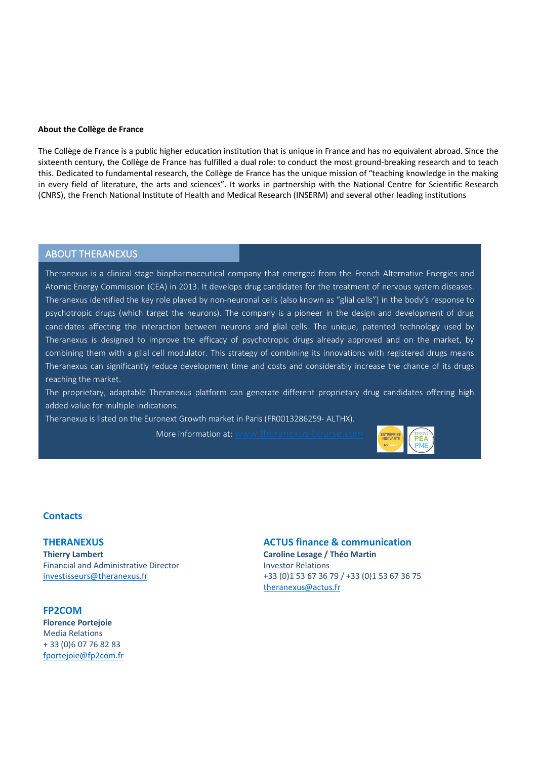**About the Collège de France**

The Collège de France is a public higher education institution that is unique in France and has no equivalent abroad. Since the sixteenth century, the Collège de France has fulfilled a dual role: to conduct the most ground-breaking research and to teach this. Dedicated to fundamental research, the Collège de France has the unique mission of "teaching knowledge in the making in every field of literature, the arts and sciences". It works in partnership with the National Centre for Scientific Research (CNRS), the French National Institute of Health and Medical Research (INSERM) and several other leading institutions

## ABOUT THERANEXUS

Theranexus is a clinical-stage biopharmaceutical company that emerged from the French Alternative Energies and Atomic Energy Commission (CEA) in 2013. It develops drug candidates for the treatment of nervous system diseases. Theranexus identified the key role played by non-neuronal cells (also known as "glial cells") in the body's response to psychotropic drugs (which target the neurons). The company is a pioneer in the design and development of drug candidates affecting the interaction between neurons and glial cells. The unique, patented technology used by Theranexus is designed to improve the efficacy of psychotropic drugs already approved and on the market, by combining them with a glial cell modulator. This strategy of combining its innovations with registered drugs means Theranexus can significantly reduce development time and costs and considerably increase the chance of its drugs reaching the market.

The proprietary, adaptable Theranexus platform can generate different proprietary drug candidates offering high added-value for multiple indications.

Theranexus is listed on the Euronext Growth market in Paris (FR0013286259- ALTHX).

More information at: www.theranexus-bourse.com

ENTREPRISE INNOVANTE

ÉLIGIBLE PEA PME

## Contacts

### THERANEXUS

**Thierry Lambert**
Financial and Administrative Director
investisseurs@theranexus.fr

### ACTUS finance & communication

**Caroline Lesage / Théo Martin**
Investor Relations
+33 (0)1 53 67 36 79 / +33 (0)1 53 67 36 75
theranexus@actus.fr

### FP2COM

**Florence Portejoie**
Media Relations
+ 33 (0)6 07 76 82 83
fportejoie@fp2com.fr